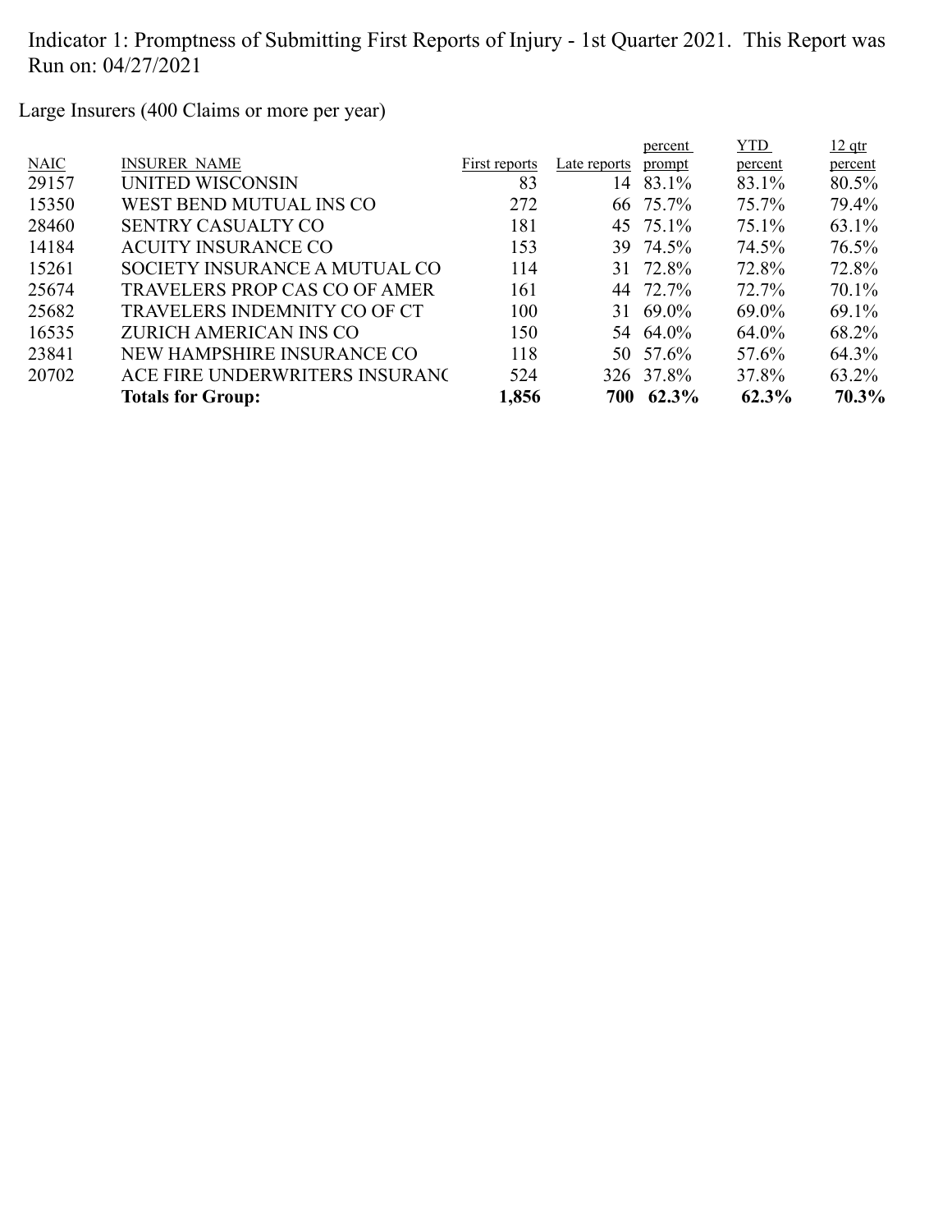Indicator 1: Promptness of Submitting First Reports of Injury - 1st Quarter 2021. This Report was Run on: 04/27/2021

Large Insurers (400 Claims or more per year)

| NAIC | INSURER NAME | First reports | Late reports | percent prompt | YTD percent | 12 qtr percent |
|---|---|---|---|---|---|---|
| 29157 | UNITED WISCONSIN | 83 | 14 | 83.1% | 83.1% | 80.5% |
| 15350 | WEST BEND MUTUAL INS CO | 272 | 66 | 75.7% | 75.7% | 79.4% |
| 28460 | SENTRY CASUALTY CO | 181 | 45 | 75.1% | 75.1% | 63.1% |
| 14184 | ACUITY INSURANCE CO | 153 | 39 | 74.5% | 74.5% | 76.5% |
| 15261 | SOCIETY INSURANCE A MUTUAL CO | 114 | 31 | 72.8% | 72.8% | 72.8% |
| 25674 | TRAVELERS PROP CAS CO OF AMER | 161 | 44 | 72.7% | 72.7% | 70.1% |
| 25682 | TRAVELERS INDEMNITY CO OF CT | 100 | 31 | 69.0% | 69.0% | 69.1% |
| 16535 | ZURICH AMERICAN INS CO | 150 | 54 | 64.0% | 64.0% | 68.2% |
| 23841 | NEW HAMPSHIRE INSURANCE CO | 118 | 50 | 57.6% | 57.6% | 64.3% |
| 20702 | ACE FIRE UNDERWRITERS INSURANC | 524 | 326 | 37.8% | 37.8% | 63.2% |
| | **Totals for Group:** | **1,856** | **700** | **62.3%** | **62.3%** | **70.3%** |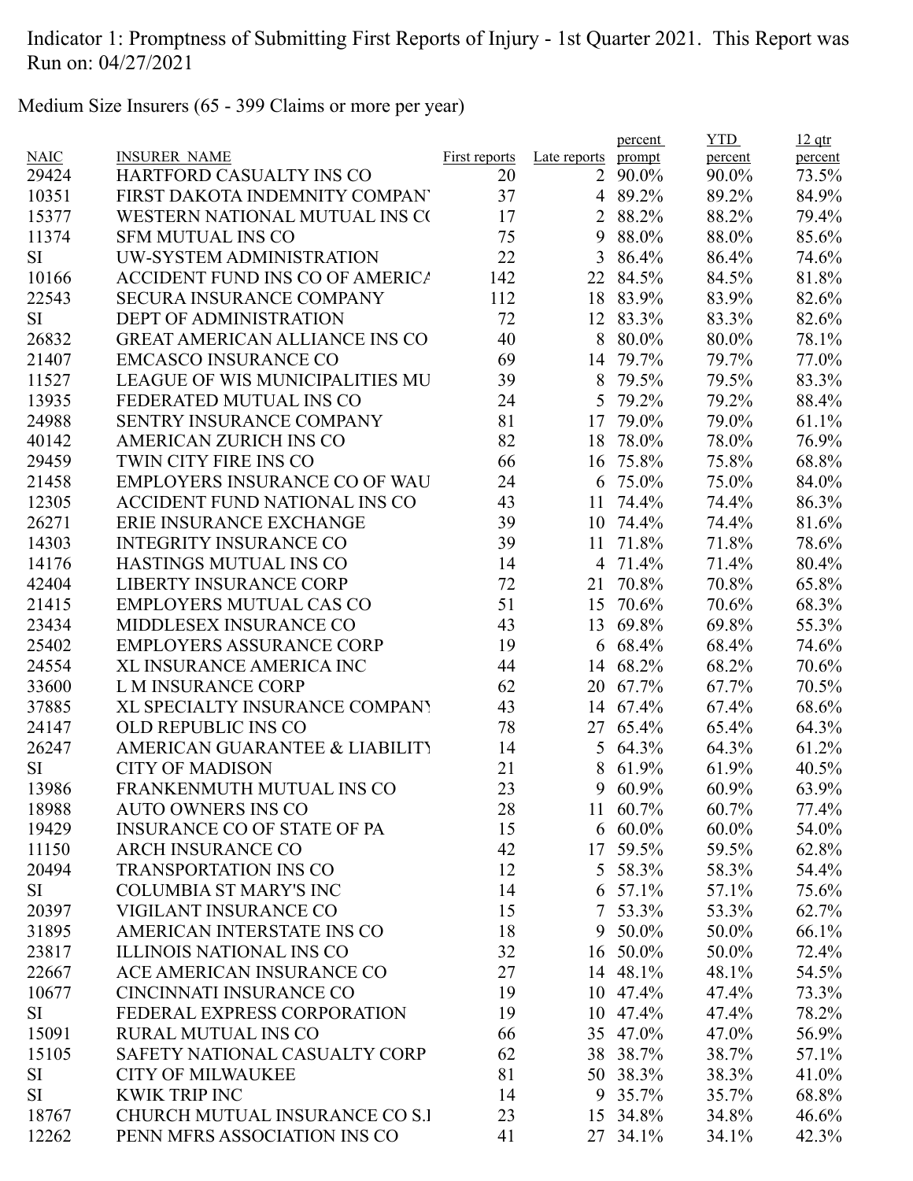Indicator 1: Promptness of Submitting First Reports of Injury - 1st Quarter 2021. This Report was Run on: 04/27/2021

Medium Size Insurers (65 - 399 Claims or more per year)

| NAIC | INSURER_NAME | First reports | Late reports | percent prompt | YTD percent | 12 qtr percent |
|---|---|---|---|---|---|---|
| 29424 | HARTFORD CASUALTY INS CO | 20 | 2 | 90.0% | 90.0% | 73.5% |
| 10351 | FIRST DAKOTA INDEMNITY COMPANY | 37 | 4 | 89.2% | 89.2% | 84.9% |
| 15377 | WESTERN NATIONAL MUTUAL INS CO | 17 | 2 | 88.2% | 88.2% | 79.4% |
| 11374 | SFM MUTUAL INS CO | 75 | 9 | 88.0% | 88.0% | 85.6% |
| SI | UW-SYSTEM ADMINISTRATION | 22 | 3 | 86.4% | 86.4% | 74.6% |
| 10166 | ACCIDENT FUND INS CO OF AMERICA | 142 | 22 | 84.5% | 84.5% | 81.8% |
| 22543 | SECURA INSURANCE COMPANY | 112 | 18 | 83.9% | 83.9% | 82.6% |
| SI | DEPT OF ADMINISTRATION | 72 | 12 | 83.3% | 83.3% | 82.6% |
| 26832 | GREAT AMERICAN ALLIANCE INS CO | 40 | 8 | 80.0% | 80.0% | 78.1% |
| 21407 | EMCASCO INSURANCE CO | 69 | 14 | 79.7% | 79.7% | 77.0% |
| 11527 | LEAGUE OF WIS MUNICIPALITIES MU | 39 | 8 | 79.5% | 79.5% | 83.3% |
| 13935 | FEDERATED MUTUAL INS CO | 24 | 5 | 79.2% | 79.2% | 88.4% |
| 24988 | SENTRY INSURANCE COMPANY | 81 | 17 | 79.0% | 79.0% | 61.1% |
| 40142 | AMERICAN ZURICH INS CO | 82 | 18 | 78.0% | 78.0% | 76.9% |
| 29459 | TWIN CITY FIRE INS CO | 66 | 16 | 75.8% | 75.8% | 68.8% |
| 21458 | EMPLOYERS INSURANCE CO OF WAU | 24 | 6 | 75.0% | 75.0% | 84.0% |
| 12305 | ACCIDENT FUND NATIONAL INS CO | 43 | 11 | 74.4% | 74.4% | 86.3% |
| 26271 | ERIE INSURANCE EXCHANGE | 39 | 10 | 74.4% | 74.4% | 81.6% |
| 14303 | INTEGRITY INSURANCE CO | 39 | 11 | 71.8% | 71.8% | 78.6% |
| 14176 | HASTINGS MUTUAL INS CO | 14 | 4 | 71.4% | 71.4% | 80.4% |
| 42404 | LIBERTY INSURANCE CORP | 72 | 21 | 70.8% | 70.8% | 65.8% |
| 21415 | EMPLOYERS MUTUAL CAS CO | 51 | 15 | 70.6% | 70.6% | 68.3% |
| 23434 | MIDDLESEX INSURANCE CO | 43 | 13 | 69.8% | 69.8% | 55.3% |
| 25402 | EMPLOYERS ASSURANCE CORP | 19 | 6 | 68.4% | 68.4% | 74.6% |
| 24554 | XL INSURANCE AMERICA INC | 44 | 14 | 68.2% | 68.2% | 70.6% |
| 33600 | L M INSURANCE CORP | 62 | 20 | 67.7% | 67.7% | 70.5% |
| 37885 | XL SPECIALTY INSURANCE COMPANY | 43 | 14 | 67.4% | 67.4% | 68.6% |
| 24147 | OLD REPUBLIC INS CO | 78 | 27 | 65.4% | 65.4% | 64.3% |
| 26247 | AMERICAN GUARANTEE & LIABILITY | 14 | 5 | 64.3% | 64.3% | 61.2% |
| SI | CITY OF MADISON | 21 | 8 | 61.9% | 61.9% | 40.5% |
| 13986 | FRANKENMUTH MUTUAL INS CO | 23 | 9 | 60.9% | 60.9% | 63.9% |
| 18988 | AUTO OWNERS INS CO | 28 | 11 | 60.7% | 60.7% | 77.4% |
| 19429 | INSURANCE CO OF STATE OF PA | 15 | 6 | 60.0% | 60.0% | 54.0% |
| 11150 | ARCH INSURANCE CO | 42 | 17 | 59.5% | 59.5% | 62.8% |
| 20494 | TRANSPORTATION INS CO | 12 | 5 | 58.3% | 58.3% | 54.4% |
| SI | COLUMBIA ST MARY'S INC | 14 | 6 | 57.1% | 57.1% | 75.6% |
| 20397 | VIGILANT INSURANCE CO | 15 | 7 | 53.3% | 53.3% | 62.7% |
| 31895 | AMERICAN INTERSTATE INS CO | 18 | 9 | 50.0% | 50.0% | 66.1% |
| 23817 | ILLINOIS NATIONAL INS CO | 32 | 16 | 50.0% | 50.0% | 72.4% |
| 22667 | ACE AMERICAN INSURANCE CO | 27 | 14 | 48.1% | 48.1% | 54.5% |
| 10677 | CINCINNATI INSURANCE CO | 19 | 10 | 47.4% | 47.4% | 73.3% |
| SI | FEDERAL EXPRESS CORPORATION | 19 | 10 | 47.4% | 47.4% | 78.2% |
| 15091 | RURAL MUTUAL INS CO | 66 | 35 | 47.0% | 47.0% | 56.9% |
| 15105 | SAFETY NATIONAL CASUALTY CORP | 62 | 38 | 38.7% | 38.7% | 57.1% |
| SI | CITY OF MILWAUKEE | 81 | 50 | 38.3% | 38.3% | 41.0% |
| SI | KWIK TRIP INC | 14 | 9 | 35.7% | 35.7% | 68.8% |
| 18767 | CHURCH MUTUAL INSURANCE CO S.I | 23 | 15 | 34.8% | 34.8% | 46.6% |
| 12262 | PENN MFRS ASSOCIATION INS CO | 41 | 27 | 34.1% | 34.1% | 42.3% |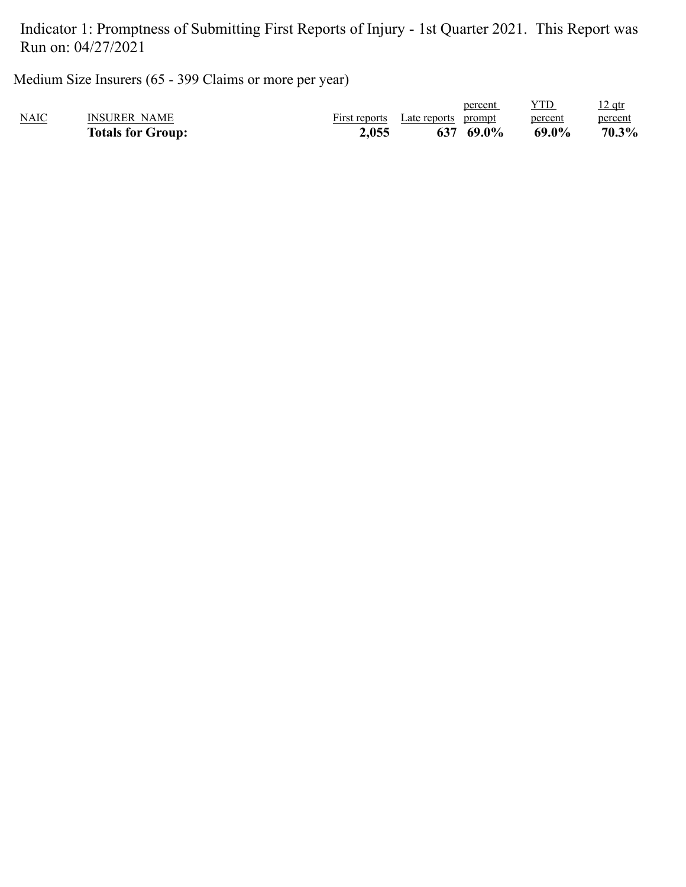Indicator 1: Promptness of Submitting First Reports of Injury - 1st Quarter 2021. This Report was Run on: 04/27/2021

Medium Size Insurers (65 - 399 Claims or more per year)

| NAIC | INSURER NAME | First reports | Late reports | percent prompt | YTD percent | 12 qtr percent |
|---|---|---|---|---|---|---|
| | **Totals for Group:** | **2,055** | **637** | **69.0%** | **69.0%** | **70.3%** |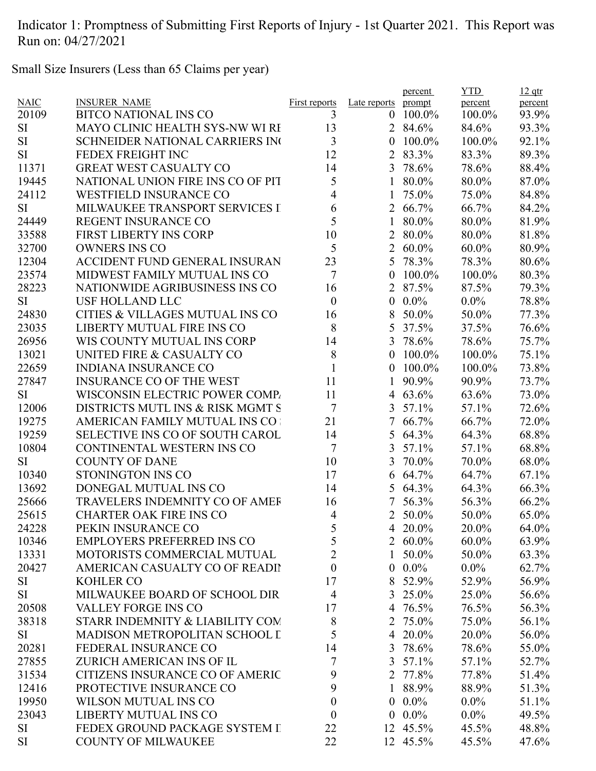Indicator 1: Promptness of Submitting First Reports of Injury - 1st Quarter 2021. This Report was Run on: 04/27/2021

Small Size Insurers (Less than 65 Claims per year)

| NAIC | INSURER_NAME | First reports | Late reports | percent prompt | YTD percent | 12 qtr percent |
|---|---|---|---|---|---|---|
| 20109 | BITCO NATIONAL INS CO | 3 | 0 | 100.0% | 100.0% | 93.9% |
| SI | MAYO CLINIC HEALTH SYS-NW WI RE | 13 | 2 | 84.6% | 84.6% | 93.3% |
| SI | SCHNEIDER NATIONAL CARRIERS IN( | 3 | 0 | 100.0% | 100.0% | 92.1% |
| SI | FEDEX FREIGHT INC | 12 | 2 | 83.3% | 83.3% | 89.3% |
| 11371 | GREAT WEST CASUALTY CO | 14 | 3 | 78.6% | 78.6% | 88.4% |
| 19445 | NATIONAL UNION FIRE INS CO OF PIT | 5 | 1 | 80.0% | 80.0% | 87.0% |
| 24112 | WESTFIELD INSURANCE CO | 4 | 1 | 75.0% | 75.0% | 84.8% |
| SI | MILWAUKEE TRANSPORT SERVICES I | 6 | 2 | 66.7% | 66.7% | 84.2% |
| 24449 | REGENT INSURANCE CO | 5 | 1 | 80.0% | 80.0% | 81.9% |
| 33588 | FIRST LIBERTY INS CORP | 10 | 2 | 80.0% | 80.0% | 81.8% |
| 32700 | OWNERS INS CO | 5 | 2 | 60.0% | 60.0% | 80.9% |
| 12304 | ACCIDENT FUND GENERAL INSURAN | 23 | 5 | 78.3% | 78.3% | 80.6% |
| 23574 | MIDWEST FAMILY MUTUAL INS CO | 7 | 0 | 100.0% | 100.0% | 80.3% |
| 28223 | NATIONWIDE AGRIBUSINESS INS CO | 16 | 2 | 87.5% | 87.5% | 79.3% |
| SI | USF HOLLAND LLC | 0 | 0 | 0.0% | 0.0% | 78.8% |
| 24830 | CITIES & VILLAGES MUTUAL INS CO | 16 | 8 | 50.0% | 50.0% | 77.3% |
| 23035 | LIBERTY MUTUAL FIRE INS CO | 8 | 5 | 37.5% | 37.5% | 76.6% |
| 26956 | WIS COUNTY MUTUAL INS CORP | 14 | 3 | 78.6% | 78.6% | 75.7% |
| 13021 | UNITED FIRE & CASUALTY CO | 8 | 0 | 100.0% | 100.0% | 75.1% |
| 22659 | INDIANA INSURANCE CO | 1 | 0 | 100.0% | 100.0% | 73.8% |
| 27847 | INSURANCE CO OF THE WEST | 11 | 1 | 90.9% | 90.9% | 73.7% |
| SI | WISCONSIN ELECTRIC POWER COMP/ | 11 | 4 | 63.6% | 63.6% | 73.0% |
| 12006 | DISTRICTS MUTL INS & RISK MGMT S | 7 | 3 | 57.1% | 57.1% | 72.6% |
| 19275 | AMERICAN FAMILY MUTUAL INS CO | 21 | 7 | 66.7% | 66.7% | 72.0% |
| 19259 | SELECTIVE INS CO OF SOUTH CAROL | 14 | 5 | 64.3% | 64.3% | 68.8% |
| 10804 | CONTINENTAL WESTERN INS CO | 7 | 3 | 57.1% | 57.1% | 68.8% |
| SI | COUNTY OF DANE | 10 | 3 | 70.0% | 70.0% | 68.0% |
| 10340 | STONINGTON INS CO | 17 | 6 | 64.7% | 64.7% | 67.1% |
| 13692 | DONEGAL MUTUAL INS CO | 14 | 5 | 64.3% | 64.3% | 66.3% |
| 25666 | TRAVELERS INDEMNITY CO OF AMER | 16 | 7 | 56.3% | 56.3% | 66.2% |
| 25615 | CHARTER OAK FIRE INS CO | 4 | 2 | 50.0% | 50.0% | 65.0% |
| 24228 | PEKIN INSURANCE CO | 5 | 4 | 20.0% | 20.0% | 64.0% |
| 10346 | EMPLOYERS PREFERRED INS CO | 5 | 2 | 60.0% | 60.0% | 63.9% |
| 13331 | MOTORISTS COMMERCIAL MUTUAL | 2 | 1 | 50.0% | 50.0% | 63.3% |
| 20427 | AMERICAN CASUALTY CO OF READI | 0 | 0 | 0.0% | 0.0% | 62.7% |
| SI | KOHLER CO | 17 | 8 | 52.9% | 52.9% | 56.9% |
| SI | MILWAUKEE BOARD OF SCHOOL DIR | 4 | 3 | 25.0% | 25.0% | 56.6% |
| 20508 | VALLEY FORGE INS CO | 17 | 4 | 76.5% | 76.5% | 56.3% |
| 38318 | STARR INDEMNITY & LIABILITY COM | 8 | 2 | 75.0% | 75.0% | 56.1% |
| SI | MADISON METROPOLITAN SCHOOL D | 5 | 4 | 20.0% | 20.0% | 56.0% |
| 20281 | FEDERAL INSURANCE CO | 14 | 3 | 78.6% | 78.6% | 55.0% |
| 27855 | ZURICH AMERICAN INS OF IL | 7 | 3 | 57.1% | 57.1% | 52.7% |
| 31534 | CITIZENS INSURANCE CO OF AMERIC | 9 | 2 | 77.8% | 77.8% | 51.4% |
| 12416 | PROTECTIVE INSURANCE CO | 9 | 1 | 88.9% | 88.9% | 51.3% |
| 19950 | WILSON MUTUAL INS CO | 0 | 0 | 0.0% | 0.0% | 51.1% |
| 23043 | LIBERTY MUTUAL INS CO | 0 | 0 | 0.0% | 0.0% | 49.5% |
| SI | FEDEX GROUND PACKAGE SYSTEM I | 22 | 12 | 45.5% | 45.5% | 48.8% |
| SI | COUNTY OF MILWAUKEE | 22 | 12 | 45.5% | 45.5% | 47.6% |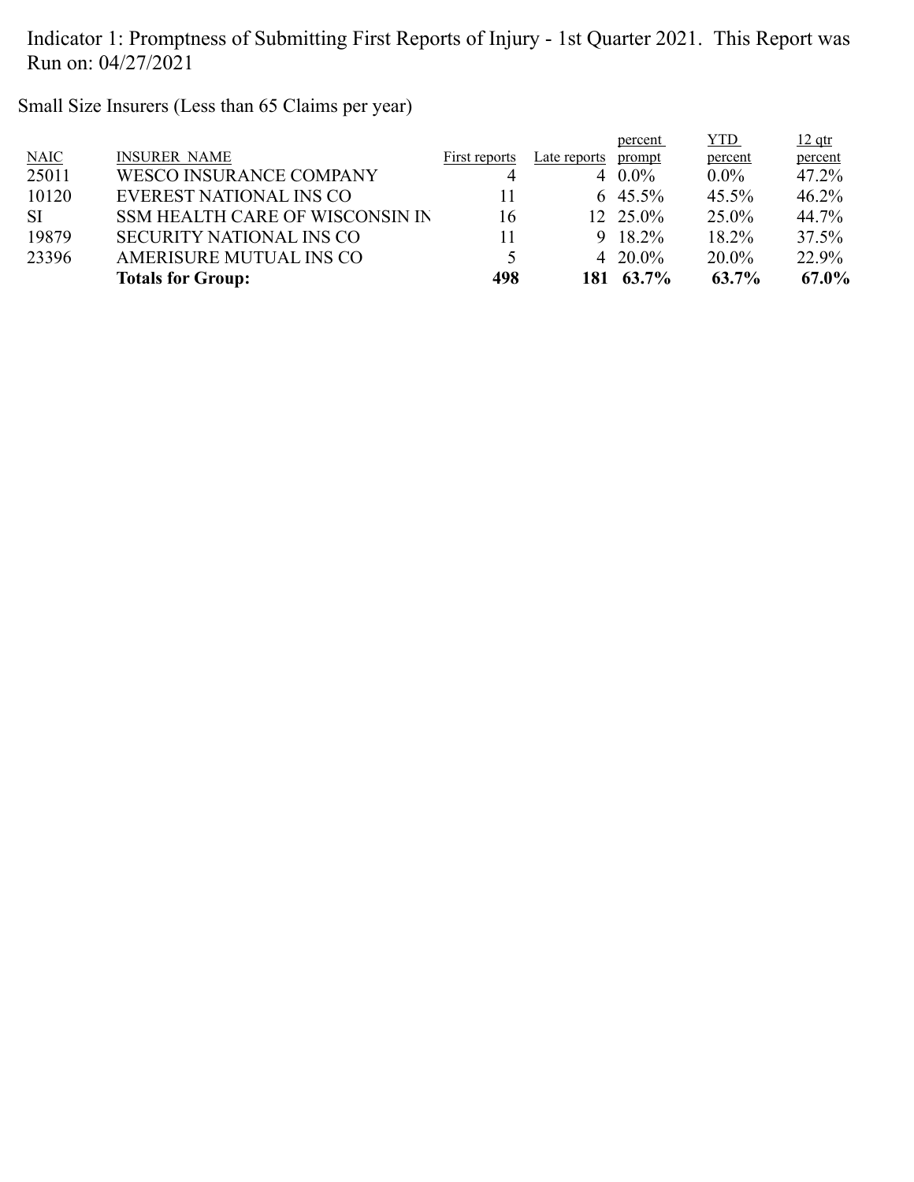Indicator 1: Promptness of Submitting First Reports of Injury - 1st Quarter 2021. This Report was Run on: 04/27/2021

Small Size Insurers (Less than 65 Claims per year)

| NAIC | INSURER NAME | First reports | Late reports | percent prompt | YTD percent | 12 qtr percent |
|---|---|---|---|---|---|---|
| 25011 | WESCO INSURANCE COMPANY | 4 | 4 | 0.0% | 0.0% | 47.2% |
| 10120 | EVEREST NATIONAL INS CO | 11 | 6 | 45.5% | 45.5% | 46.2% |
| SI | SSM HEALTH CARE OF WISCONSIN IN | 16 | 12 | 25.0% | 25.0% | 44.7% |
| 19879 | SECURITY NATIONAL INS CO | 11 | 9 | 18.2% | 18.2% | 37.5% |
| 23396 | AMERISURE MUTUAL INS CO | 5 | 4 | 20.0% | 20.0% | 22.9% |
| | **Totals for Group:** | **498** | **181** | **63.7%** | **63.7%** | **67.0%** |